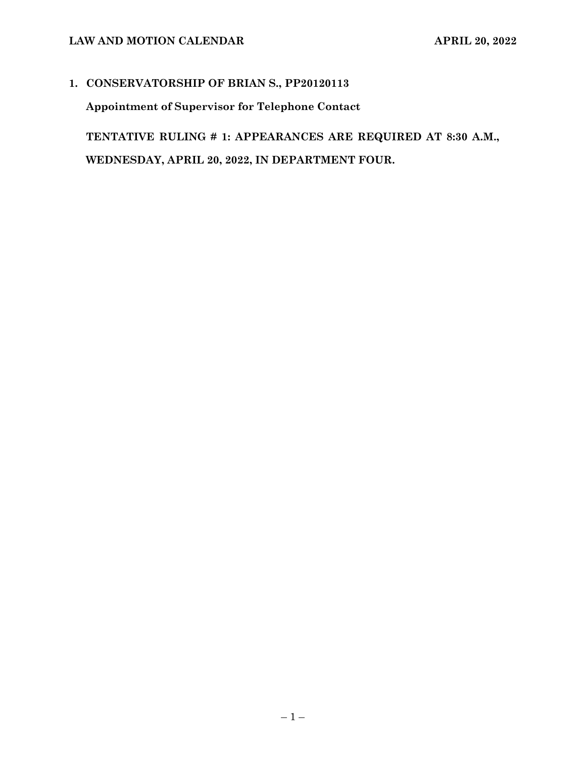**LAW AND MOTION CALENDAR** **APRIL 20, 2022**

**1. CONSERVATORSHIP OF BRIAN S., PP20120113**

**Appointment of Supervisor for Telephone Contact**

**TENTATIVE RULING # 1: APPEARANCES ARE REQUIRED AT 8:30 A.M., WEDNESDAY, APRIL 20, 2022, IN DEPARTMENT FOUR.**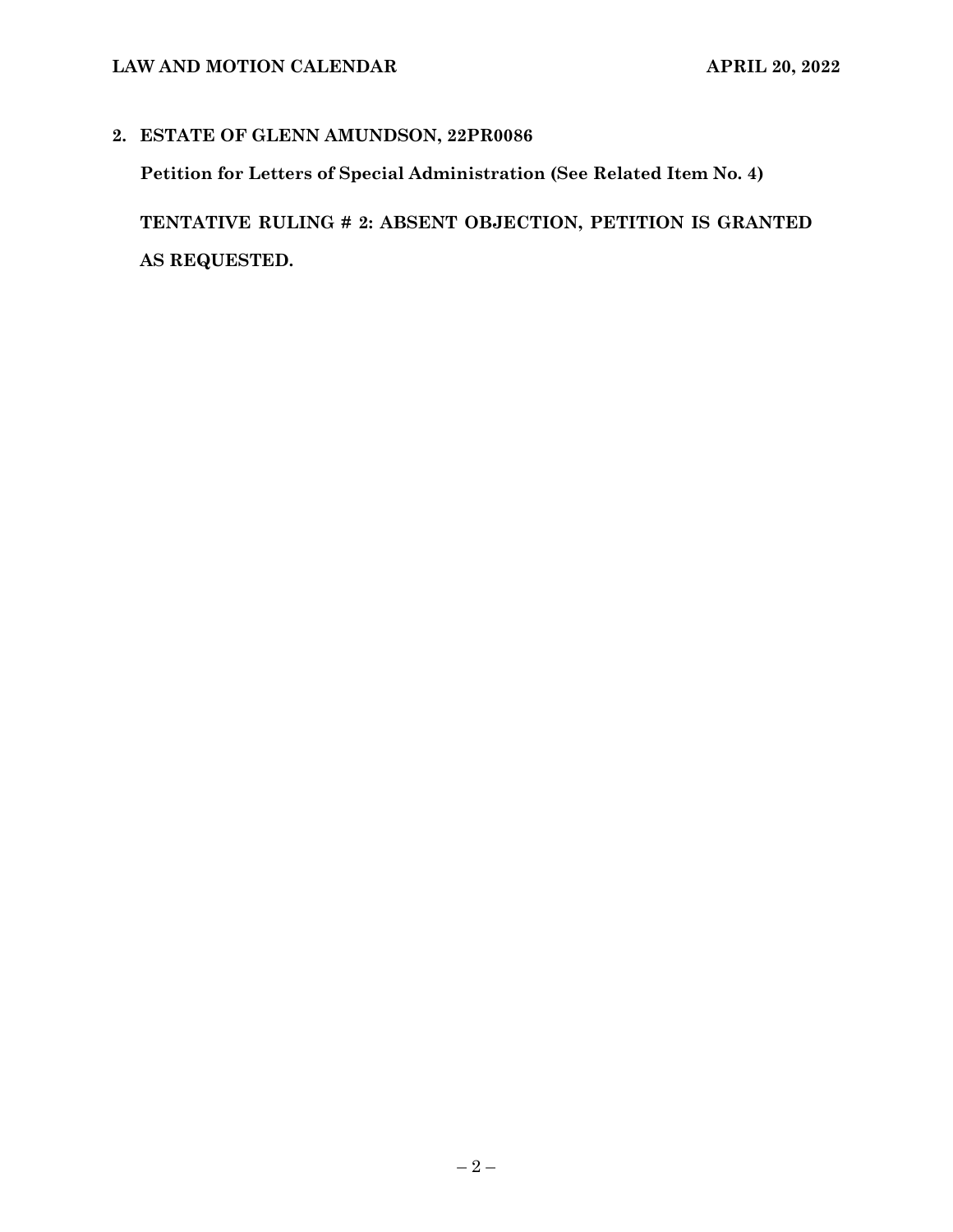## 2. ESTATE OF GLENN AMUNDSON, 22PR0086

**Petition for Letters of Special Administration (See Related Item No. 4)**

**TENTATIVE RULING # 2: ABSENT OBJECTION, PETITION IS GRANTED AS REQUESTED.**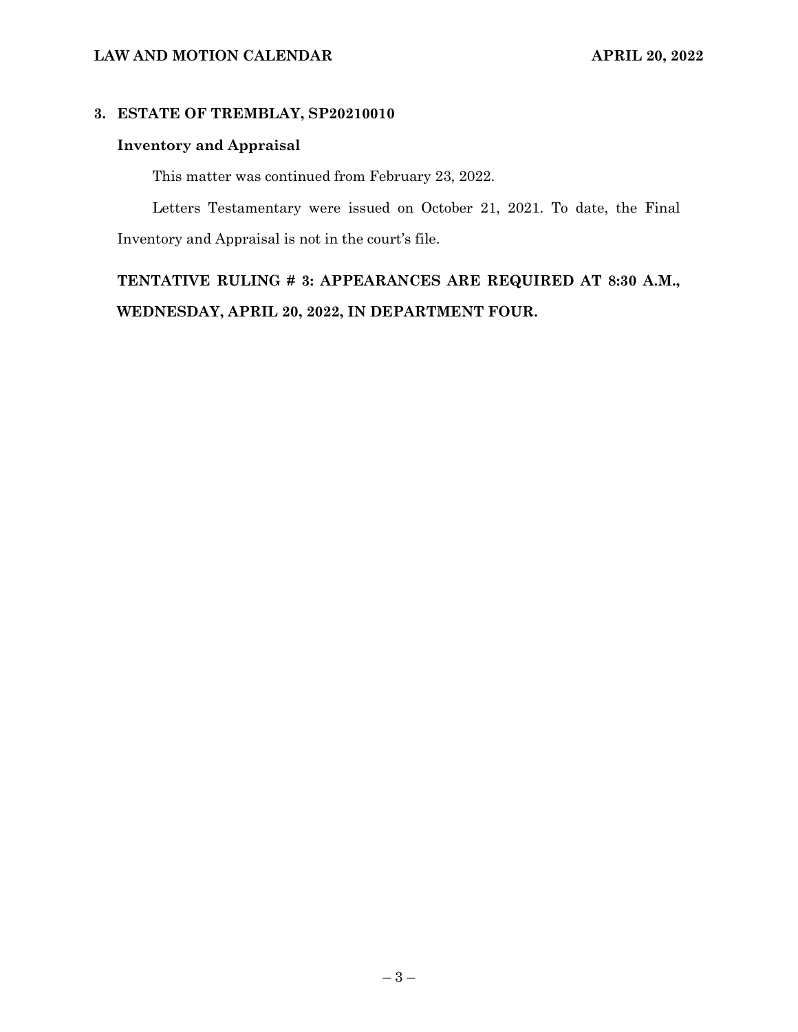### 3. ESTATE OF TREMBLAY, SP20210010

**Inventory and Appraisal**

This matter was continued from February 23, 2022.

Letters Testamentary were issued on October 21, 2021. To date, the Final Inventory and Appraisal is not in the court's file.

**TENTATIVE RULING # 3: APPEARANCES ARE REQUIRED AT 8:30 A.M., WEDNESDAY, APRIL 20, 2022, IN DEPARTMENT FOUR.**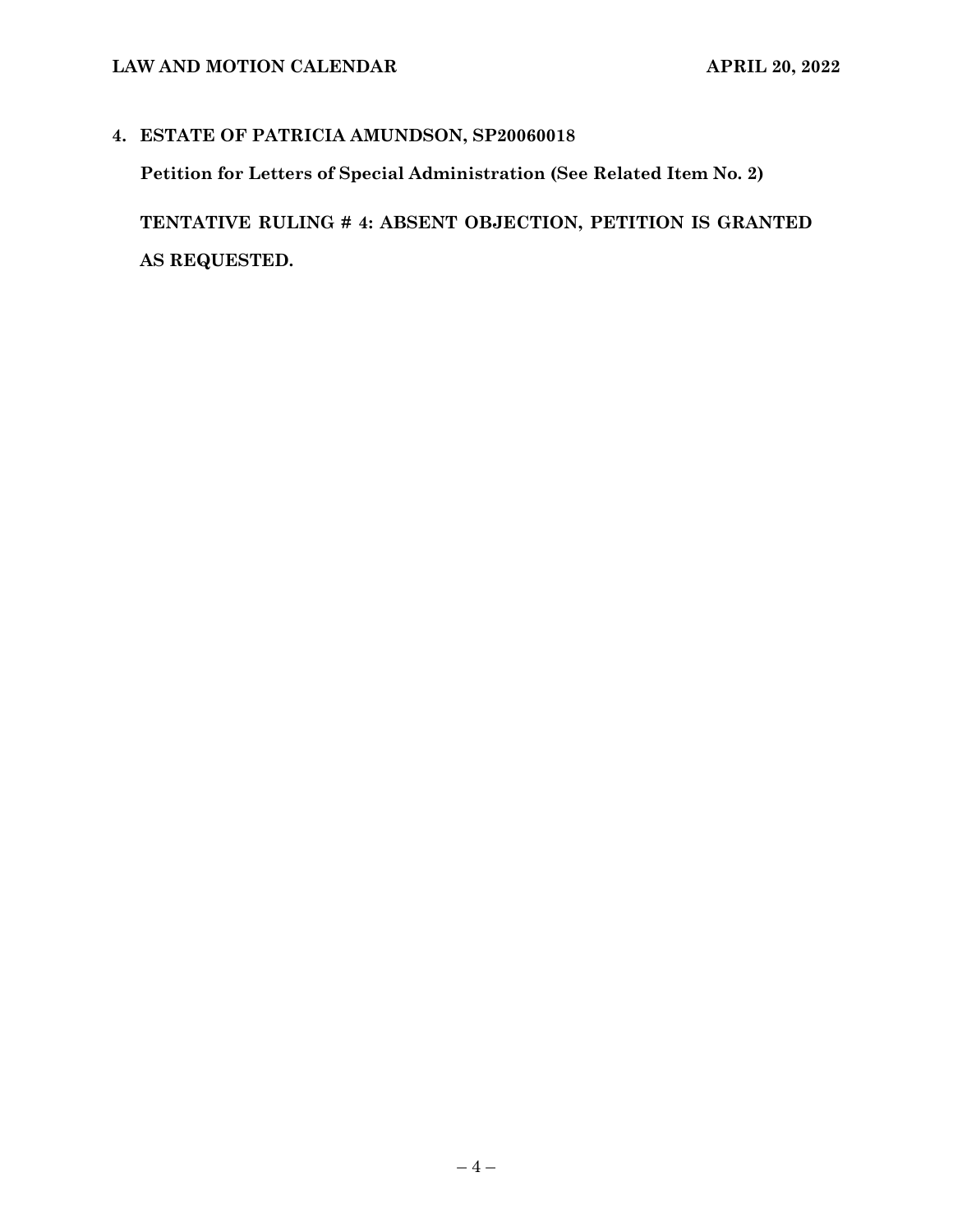**4. ESTATE OF PATRICIA AMUNDSON, SP20060018**

**Petition for Letters of Special Administration (See Related Item No. 2)**

**TENTATIVE RULING # 4: ABSENT OBJECTION, PETITION IS GRANTED AS REQUESTED.**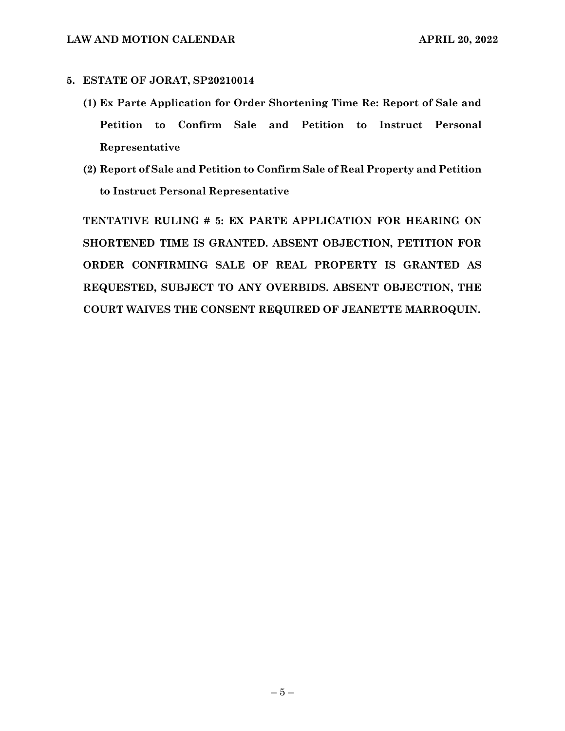**5. ESTATE OF JORAT, SP20210014**

**(1) Ex Parte Application for Order Shortening Time Re: Report of Sale and Petition to Confirm Sale and Petition to Instruct Personal Representative**

**(2) Report of Sale and Petition to Confirm Sale of Real Property and Petition to Instruct Personal Representative**

**TENTATIVE RULING # 5: EX PARTE APPLICATION FOR HEARING ON SHORTENED TIME IS GRANTED. ABSENT OBJECTION, PETITION FOR ORDER CONFIRMING SALE OF REAL PROPERTY IS GRANTED AS REQUESTED, SUBJECT TO ANY OVERBIDS. ABSENT OBJECTION, THE COURT WAIVES THE CONSENT REQUIRED OF JEANETTE MARROQUIN.**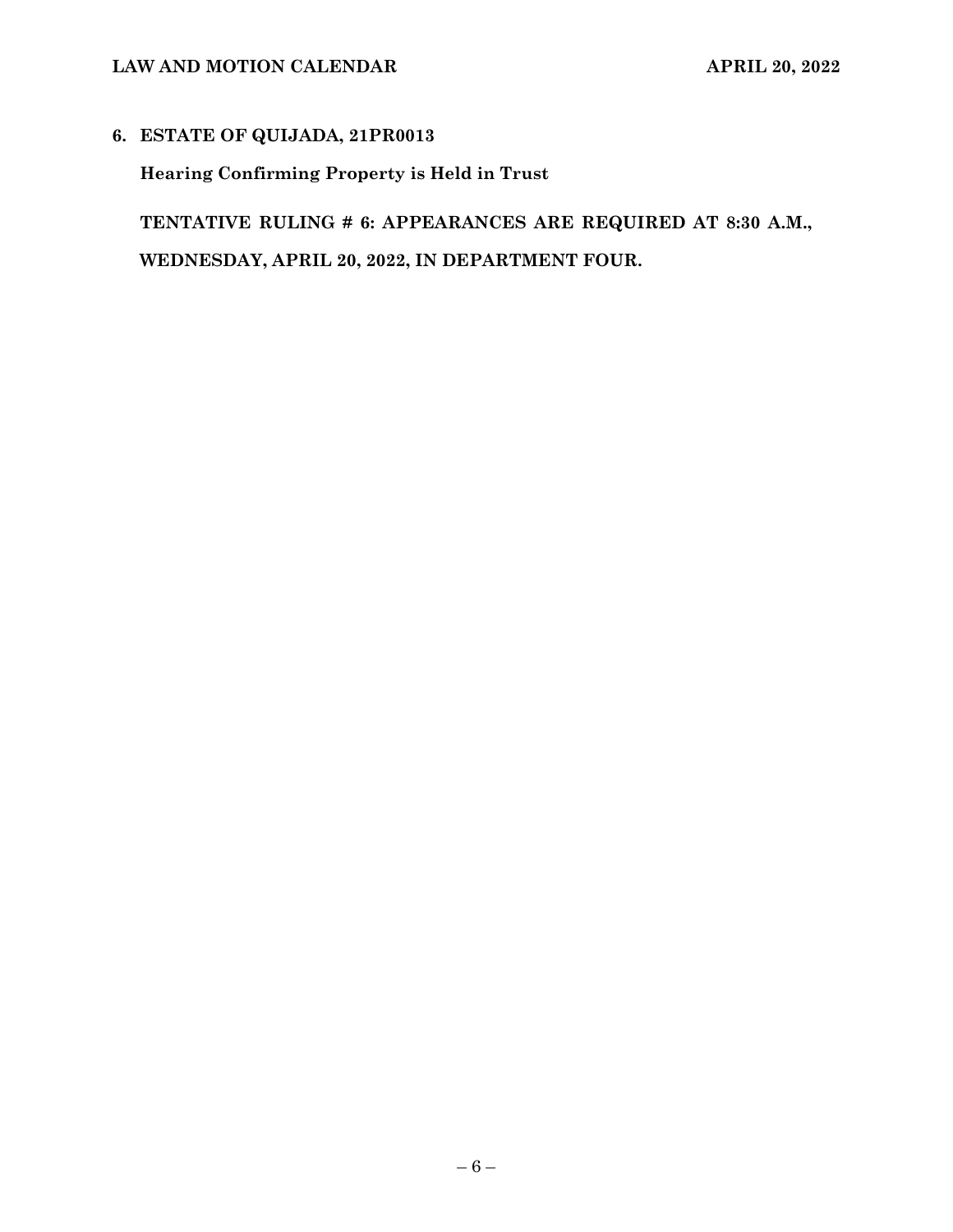**6. ESTATE OF QUIJADA, 21PR0013**

**Hearing Confirming Property is Held in Trust**

**TENTATIVE RULING # 6: APPEARANCES ARE REQUIRED AT 8:30 A.M., WEDNESDAY, APRIL 20, 2022, IN DEPARTMENT FOUR.**